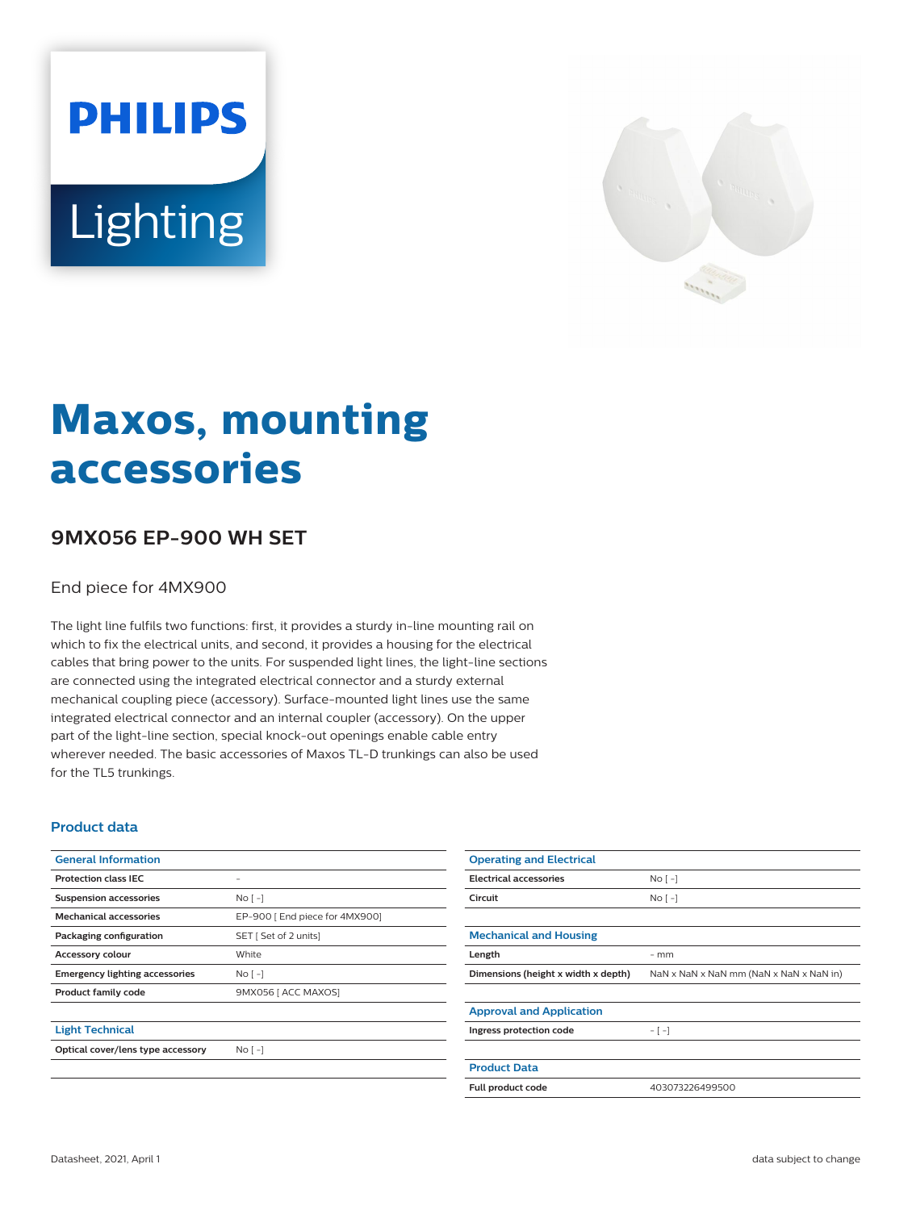PHILIPS

Lighting

# Maxos, mounting accessories

## 9MX056 EP-900 WH SET

End piece for 4MX900

The light line fulfils two functions: first, it provides a sturdy in-line mounting rail on which to fix the electrical units, and second, it provides a housing for the electrical cables that bring power to the units. For suspended light lines, the light-line sections are connected using the integrated electrical connector and a sturdy external mechanical coupling piece (accessory). Surface-mounted light lines use the same integrated electrical connector and an internal coupler (accessory). On the upper part of the light-line section, special knock-out openings enable cable entry wherever needed. The basic accessories of Maxos TL-D trunkings can also be used for the TL5 trunkings.

### Product data

| General Information | |
|---|---|
| Protection class IEC | - |
| Suspension accessories | No [ -] |
| Mechanical accessories | EP-900 [ End piece for 4MX900] |
| Packaging configuration | SET [ Set of 2 units] |
| Accessory colour | White |
| Emergency lighting accessories | No [ -] |
| Product family code | 9MX056 [ ACC MAXOS] |

| Light Technical | |
|---|---|
| Optical cover/lens type accessory | No [ -] |

| Operating and Electrical | |
|---|---|
| Electrical accessories | No [ -] |
| Circuit | No [ -] |

| Mechanical and Housing | |
|---|---|
| Length | - mm |
| Dimensions (height x width x depth) | NaN x NaN x NaN mm (NaN x NaN x NaN in) |

| Approval and Application | |
|---|---|
| Ingress protection code | - [ -] |

| Product Data | |
|---|---|
| Full product code | 403073226499500 |

Datasheet, 2021, April 1

data subject to change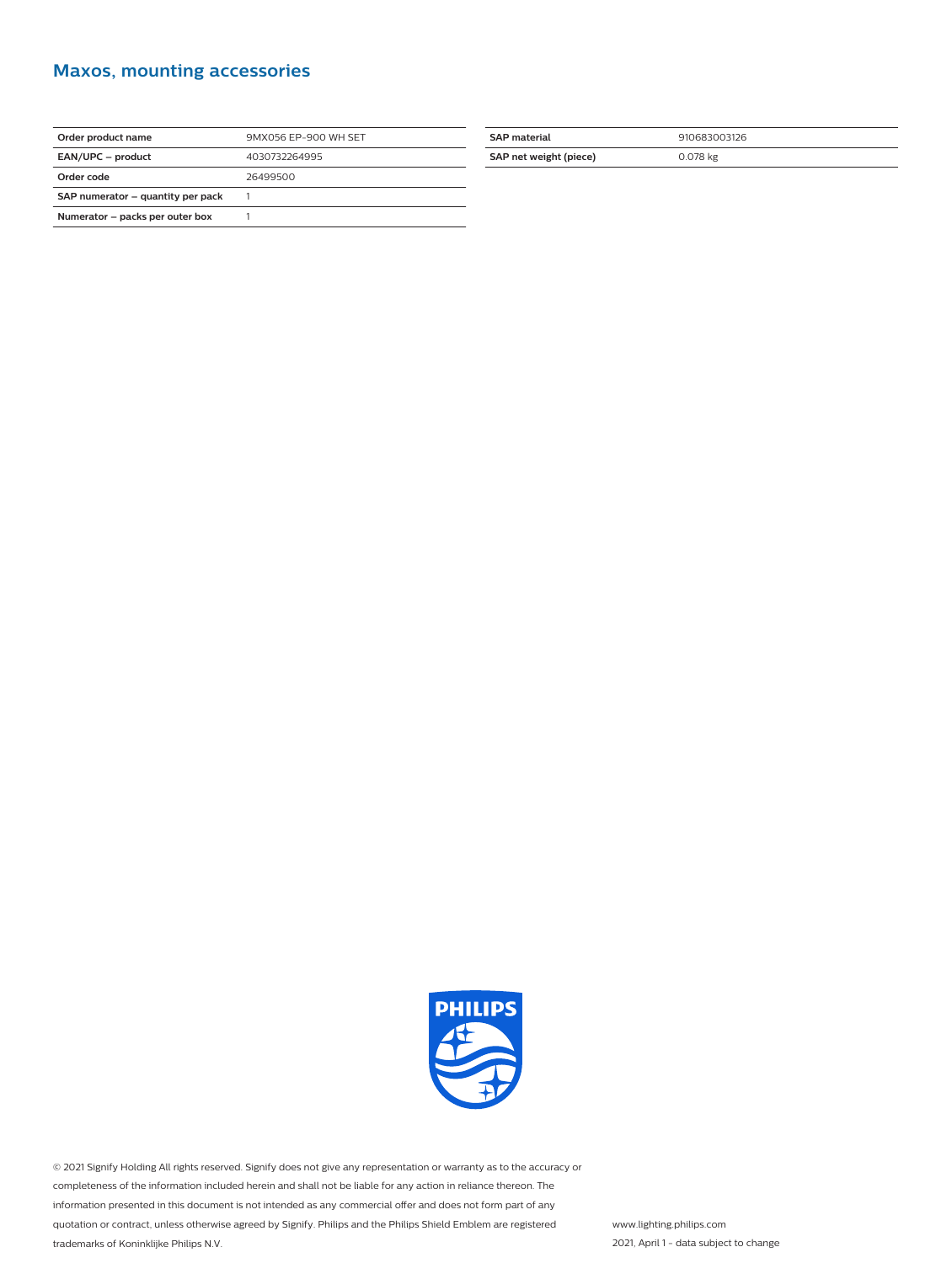## Maxos, mounting accessories

| | |
|---|---|
| **Order product name** | 9MX056 EP-900 WH SET |
| **EAN/UPC – product** | 4030732264995 |
| **Order code** | 26499500 |
| **SAP numerator – quantity per pack** | 1 |
| **Numerator – packs per outer box** | 1 |

| | |
|---|---|
| **SAP material** | 910683003126 |
| **SAP net weight (piece)** | 0.078 kg |

© 2021 Signify Holding All rights reserved. Signify does not give any representation or warranty as to the accuracy or completeness of the information included herein and shall not be liable for any action in reliance thereon. The information presented in this document is not intended as any commercial offer and does not form part of any quotation or contract, unless otherwise agreed by Signify. Philips and the Philips Shield Emblem are registered trademarks of Koninklijke Philips N.V.

www.lighting.philips.com

2021, April 1 - data subject to change